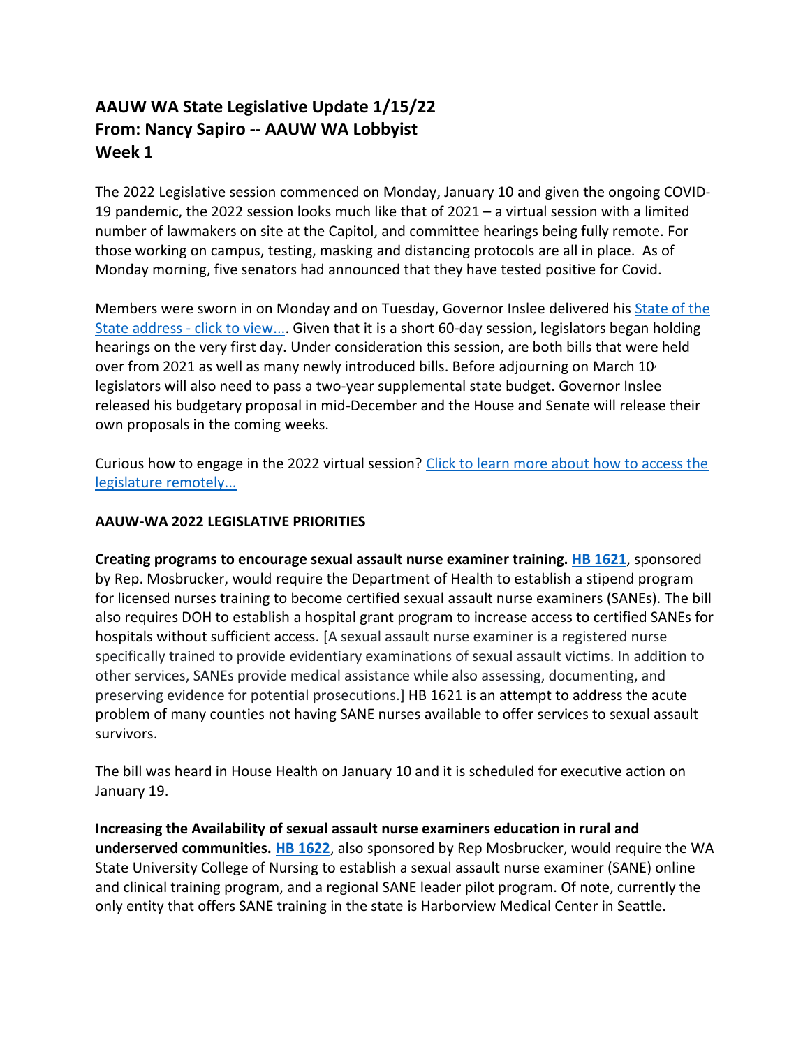**AAUW WA State Legislative Update 1/15/22**
**From: Nancy Sapiro -- AAUW WA Lobbyist**
**Week 1**

The 2022 Legislative session commenced on Monday, January 10 and given the ongoing COVID-19 pandemic, the 2022 session looks much like that of 2021 – a virtual session with a limited number of lawmakers on site at the Capitol, and committee hearings being fully remote. For those working on campus, testing, masking and distancing protocols are all in place. As of Monday morning, five senators had announced that they have tested positive for Covid.

Members were sworn in on Monday and on Tuesday, Governor Inslee delivered his [State of the State address - click to view...](). Given that it is a short 60-day session, legislators began holding hearings on the very first day. Under consideration this session, are both bills that were held over from 2021 as well as many newly introduced bills. Before adjourning on March 10, legislators will also need to pass a two-year supplemental state budget. Governor Inslee released his budgetary proposal in mid-December and the House and Senate will release their own proposals in the coming weeks.

Curious how to engage in the 2022 virtual session? [Click to learn more about how to access the legislature remotely...]()

**AAUW-WA 2022 LEGISLATIVE PRIORITIES**

**Creating programs to encourage sexual assault nurse examiner training.** **[HB 1621]()**, sponsored by Rep. Mosbrucker, would require the Department of Health to establish a stipend program for licensed nurses training to become certified sexual assault nurse examiners (SANEs). The bill also requires DOH to establish a hospital grant program to increase access to certified SANEs for hospitals without sufficient access. [A sexual assault nurse examiner is a registered nurse specifically trained to provide evidentiary examinations of sexual assault victims. In addition to other services, SANEs provide medical assistance while also assessing, documenting, and preserving evidence for potential prosecutions.] HB 1621 is an attempt to address the acute problem of many counties not having SANE nurses available to offer services to sexual assault survivors.

The bill was heard in House Health on January 10 and it is scheduled for executive action on January 19.

**Increasing the Availability of sexual assault nurse examiners education in rural and underserved communities.** **[HB 1622]()**, also sponsored by Rep Mosbrucker, would require the WA State University College of Nursing to establish a sexual assault nurse examiner (SANE) online and clinical training program, and a regional SANE leader pilot program. Of note, currently the only entity that offers SANE training in the state is Harborview Medical Center in Seattle.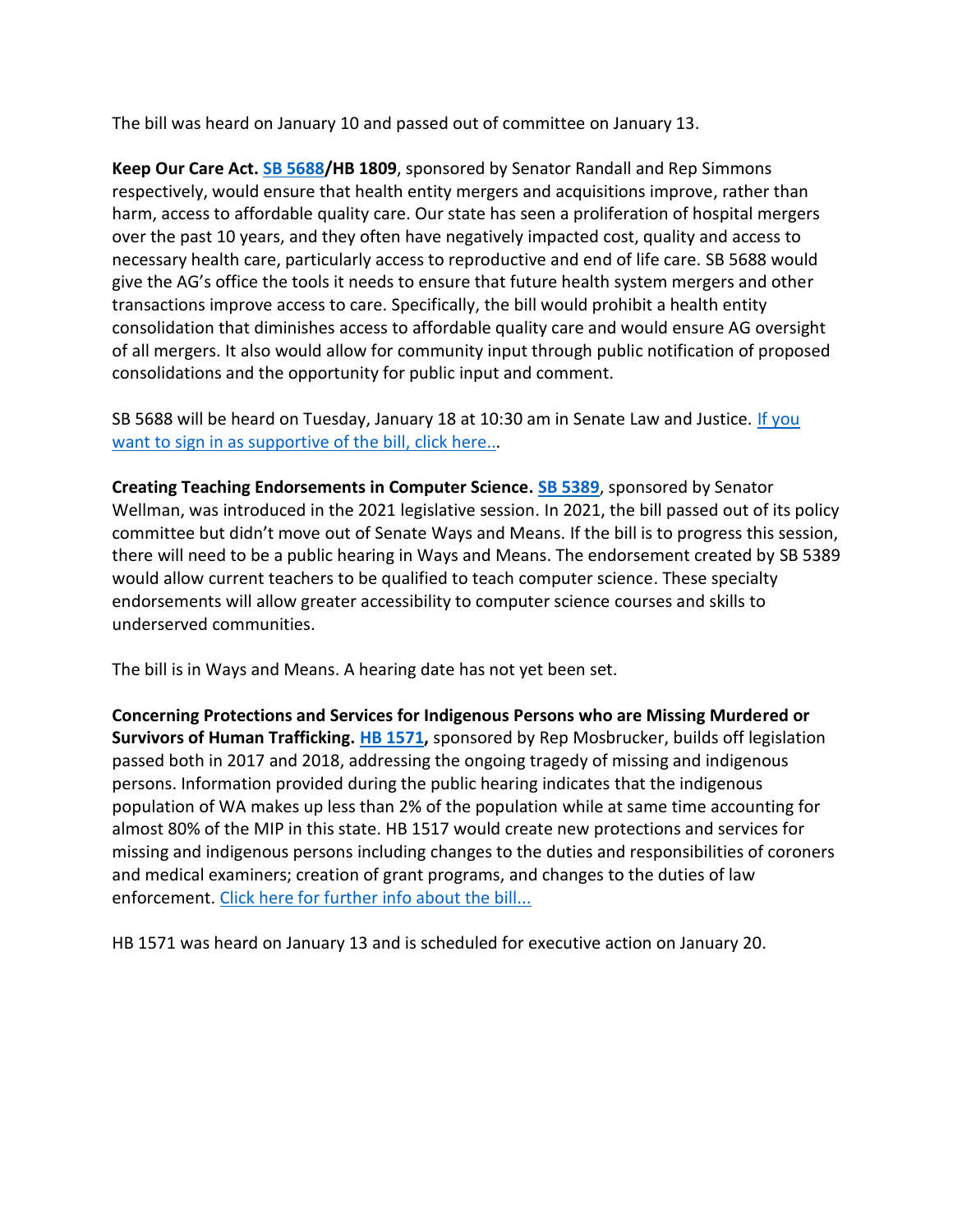The bill was heard on January 10 and passed out of committee on January 13.

**Keep Our Care Act. SB 5688/HB 1809**, sponsored by Senator Randall and Rep Simmons respectively, would ensure that health entity mergers and acquisitions improve, rather than harm, access to affordable quality care. Our state has seen a proliferation of hospital mergers over the past 10 years, and they often have negatively impacted cost, quality and access to necessary health care, particularly access to reproductive and end of life care. SB 5688 would give the AG's office the tools it needs to ensure that future health system mergers and other transactions improve access to care. Specifically, the bill would prohibit a health entity consolidation that diminishes access to affordable quality care and would ensure AG oversight of all mergers. It also would allow for community input through public notification of proposed consolidations and the opportunity for public input and comment.

SB 5688 will be heard on Tuesday, January 18 at 10:30 am in Senate Law and Justice. If you want to sign in as supportive of the bill, click here...

**Creating Teaching Endorsements in Computer Science. SB 5389**, sponsored by Senator Wellman, was introduced in the 2021 legislative session. In 2021, the bill passed out of its policy committee but didn't move out of Senate Ways and Means. If the bill is to progress this session, there will need to be a public hearing in Ways and Means. The endorsement created by SB 5389 would allow current teachers to be qualified to teach computer science. These specialty endorsements will allow greater accessibility to computer science courses and skills to underserved communities.

The bill is in Ways and Means. A hearing date has not yet been set.

**Concerning Protections and Services for Indigenous Persons who are Missing Murdered or Survivors of Human Trafficking. HB 1571,** sponsored by Rep Mosbrucker, builds off legislation passed both in 2017 and 2018, addressing the ongoing tragedy of missing and indigenous persons. Information provided during the public hearing indicates that the indigenous population of WA makes up less than 2% of the population while at same time accounting for almost 80% of the MIP in this state. HB 1517 would create new protections and services for missing and indigenous persons including changes to the duties and responsibilities of coroners and medical examiners; creation of grant programs, and changes to the duties of law enforcement. Click here for further info about the bill...

HB 1571 was heard on January 13 and is scheduled for executive action on January 20.